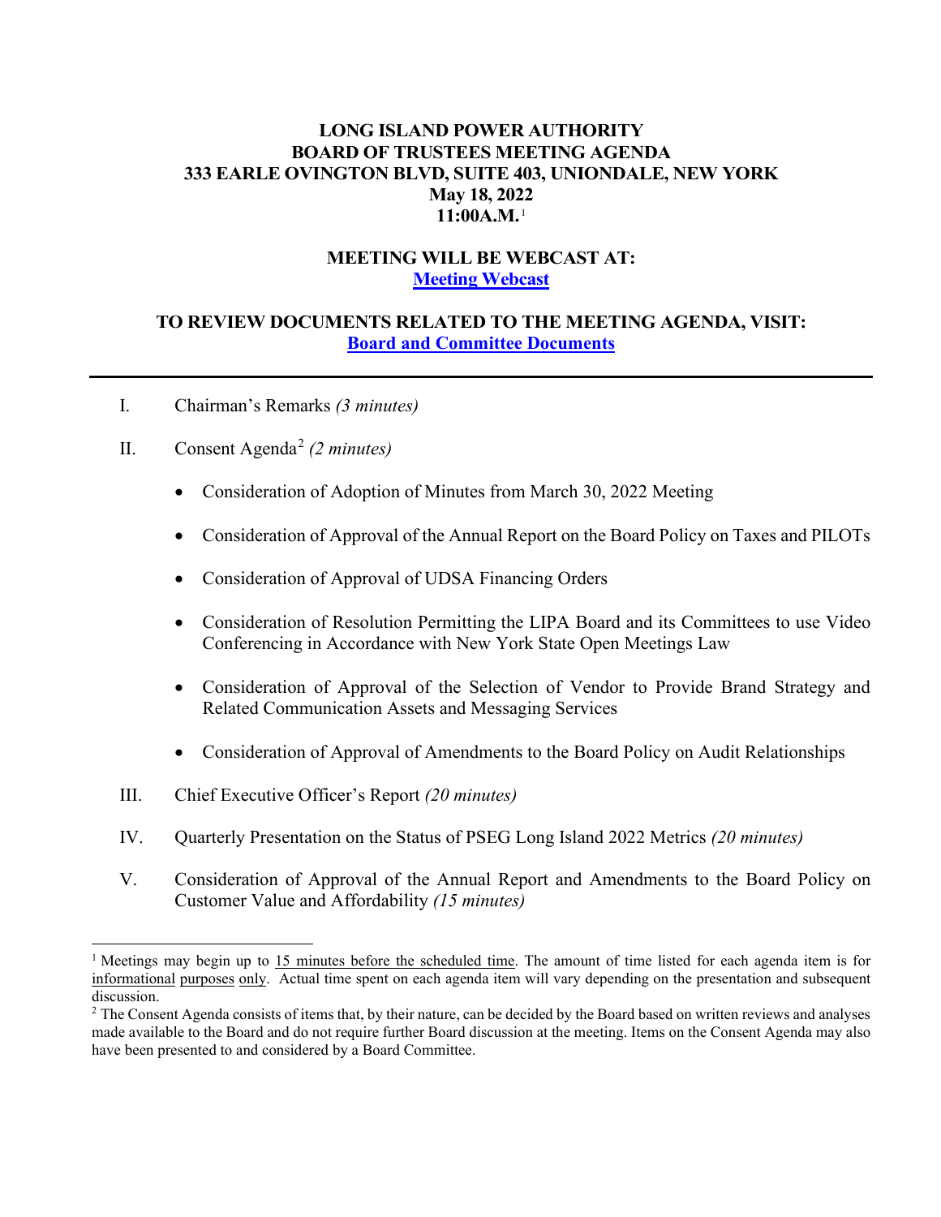# LONG ISLAND POWER AUTHORITY
# BOARD OF TRUSTEES MEETING AGENDA
# 333 EARLE OVINGTON BLVD, SUITE 403, UNIONDALE, NEW YORK
# May 18, 2022
# 11:00A.M.[1]

## MEETING WILL BE WEBCAST AT:
**Meeting Webcast**

## TO REVIEW DOCUMENTS RELATED TO THE MEETING AGENDA, VISIT:
**Board and Committee Documents**

---

I. Chairman's Remarks *(3 minutes)*

II. Consent Agenda[2] *(2 minutes)*

- Consideration of Adoption of Minutes from March 30, 2022 Meeting
- Consideration of Approval of the Annual Report on the Board Policy on Taxes and PILOTs
- Consideration of Approval of UDSA Financing Orders
- Consideration of Resolution Permitting the LIPA Board and its Committees to use Video Conferencing in Accordance with New York State Open Meetings Law
- Consideration of Approval of the Selection of Vendor to Provide Brand Strategy and Related Communication Assets and Messaging Services
- Consideration of Approval of Amendments to the Board Policy on Audit Relationships

III. Chief Executive Officer's Report *(20 minutes)*

IV. Quarterly Presentation on the Status of PSEG Long Island 2022 Metrics *(20 minutes)*

V. Consideration of Approval of the Annual Report and Amendments to the Board Policy on Customer Value and Affordability *(15 minutes)*

---

[1] Meetings may begin up to 15 minutes before the scheduled time. The amount of time listed for each agenda item is for informational purposes only. Actual time spent on each agenda item will vary depending on the presentation and subsequent discussion.

[2] The Consent Agenda consists of items that, by their nature, can be decided by the Board based on written reviews and analyses made available to the Board and do not require further Board discussion at the meeting. Items on the Consent Agenda may also have been presented to and considered by a Board Committee.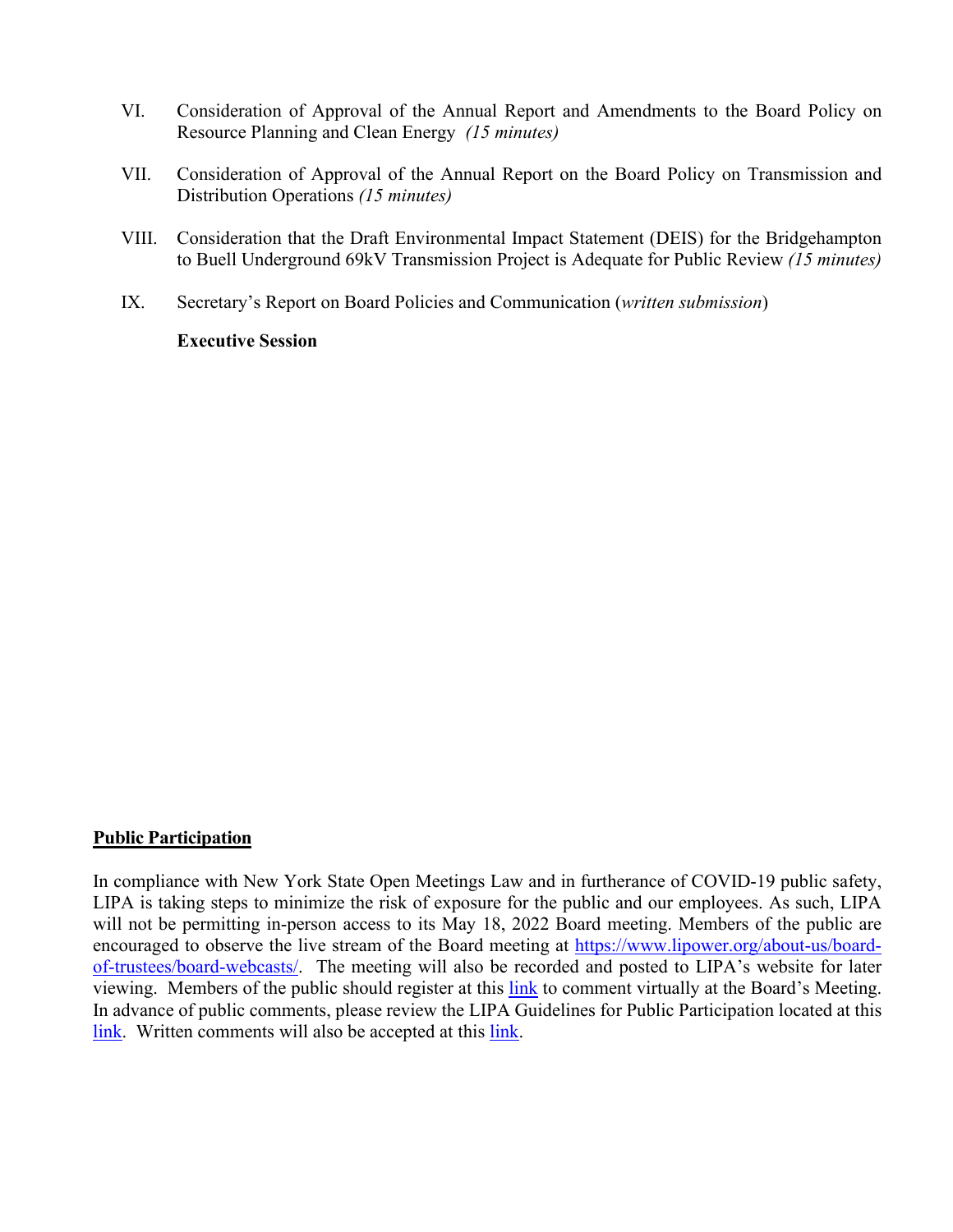VI. Consideration of Approval of the Annual Report and Amendments to the Board Policy on Resource Planning and Clean Energy *(15 minutes)*

VII. Consideration of Approval of the Annual Report on the Board Policy on Transmission and Distribution Operations *(15 minutes)*

VIII. Consideration that the Draft Environmental Impact Statement (DEIS) for the Bridgehampton to Buell Underground 69kV Transmission Project is Adequate for Public Review *(15 minutes)*

IX. Secretary's Report on Board Policies and Communication (*written submission*)

**Executive Session**

**<u>Public Participation</u>**

In compliance with New York State Open Meetings Law and in furtherance of COVID-19 public safety, LIPA is taking steps to minimize the risk of exposure for the public and our employees. As such, LIPA will not be permitting in-person access to its May 18, 2022 Board meeting. Members of the public are encouraged to observe the live stream of the Board meeting at https://www.lipower.org/about-us/board-of-trustees/board-webcasts/. The meeting will also be recorded and posted to LIPA's website for later viewing. Members of the public should register at this link to comment virtually at the Board's Meeting. In advance of public comments, please review the LIPA Guidelines for Public Participation located at this link. Written comments will also be accepted at this link.